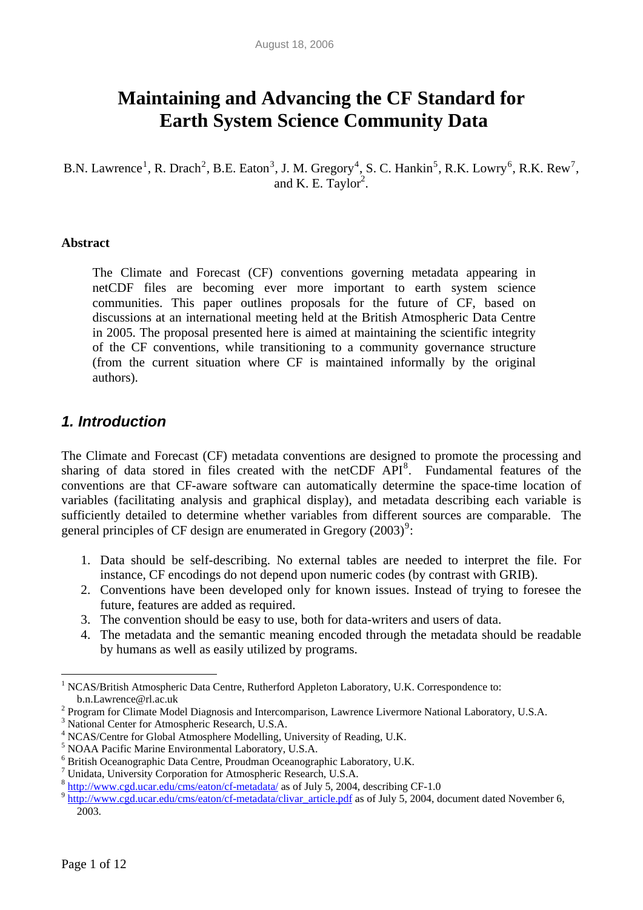August 18, 2006

# Maintaining and Advancing the CF Standard for Earth System Science Community Data

B.N. Lawrence[1], R. Drach[2], B.E. Eaton[3], J. M. Gregory[4], S. C. Hankin[5], R.K. Lowry[6], R.K. Rew[7], and K. E. Taylor[2].

**Abstract**

> The Climate and Forecast (CF) conventions governing metadata appearing in netCDF files are becoming ever more important to earth system science communities. This paper outlines proposals for the future of CF, based on discussions at an international meeting held at the British Atmospheric Data Centre in 2005. The proposal presented here is aimed at maintaining the scientific integrity of the CF conventions, while transitioning to a community governance structure (from the current situation where CF is maintained informally by the original authors).

## *1. Introduction*

The Climate and Forecast (CF) metadata conventions are designed to promote the processing and sharing of data stored in files created with the netCDF API[8]. Fundamental features of the conventions are that CF-aware software can automatically determine the space-time location of variables (facilitating analysis and graphical display), and metadata describing each variable is sufficiently detailed to determine whether variables from different sources are comparable. The general principles of CF design are enumerated in Gregory (2003)[9]:

1. Data should be self-describing. No external tables are needed to interpret the file. For instance, CF encodings do not depend upon numeric codes (by contrast with GRIB).
2. Conventions have been developed only for known issues. Instead of trying to foresee the future, features are added as required.
3. The convention should be easy to use, both for data-writers and users of data.
4. The metadata and the semantic meaning encoded through the metadata should be readable by humans as well as easily utilized by programs.

---

[1] NCAS/British Atmospheric Data Centre, Rutherford Appleton Laboratory, U.K. Correspondence to: b.n.Lawrence@rl.ac.uk

[2] Program for Climate Model Diagnosis and Intercomparison, Lawrence Livermore National Laboratory, U.S.A.

[3] National Center for Atmospheric Research, U.S.A.

[4] NCAS/Centre for Global Atmosphere Modelling, University of Reading, U.K.

[5] NOAA Pacific Marine Environmental Laboratory, U.S.A.

[6] British Oceanographic Data Centre, Proudman Oceanographic Laboratory, U.K.

[7] Unidata, University Corporation for Atmospheric Research, U.S.A.

[8] http://www.cgd.ucar.edu/cms/eaton/cf-metadata/ as of July 5, 2004, describing CF-1.0

[9] http://www.cgd.ucar.edu/cms/eaton/cf-metadata/clivar_article.pdf as of July 5, 2004, document dated November 6, 2003.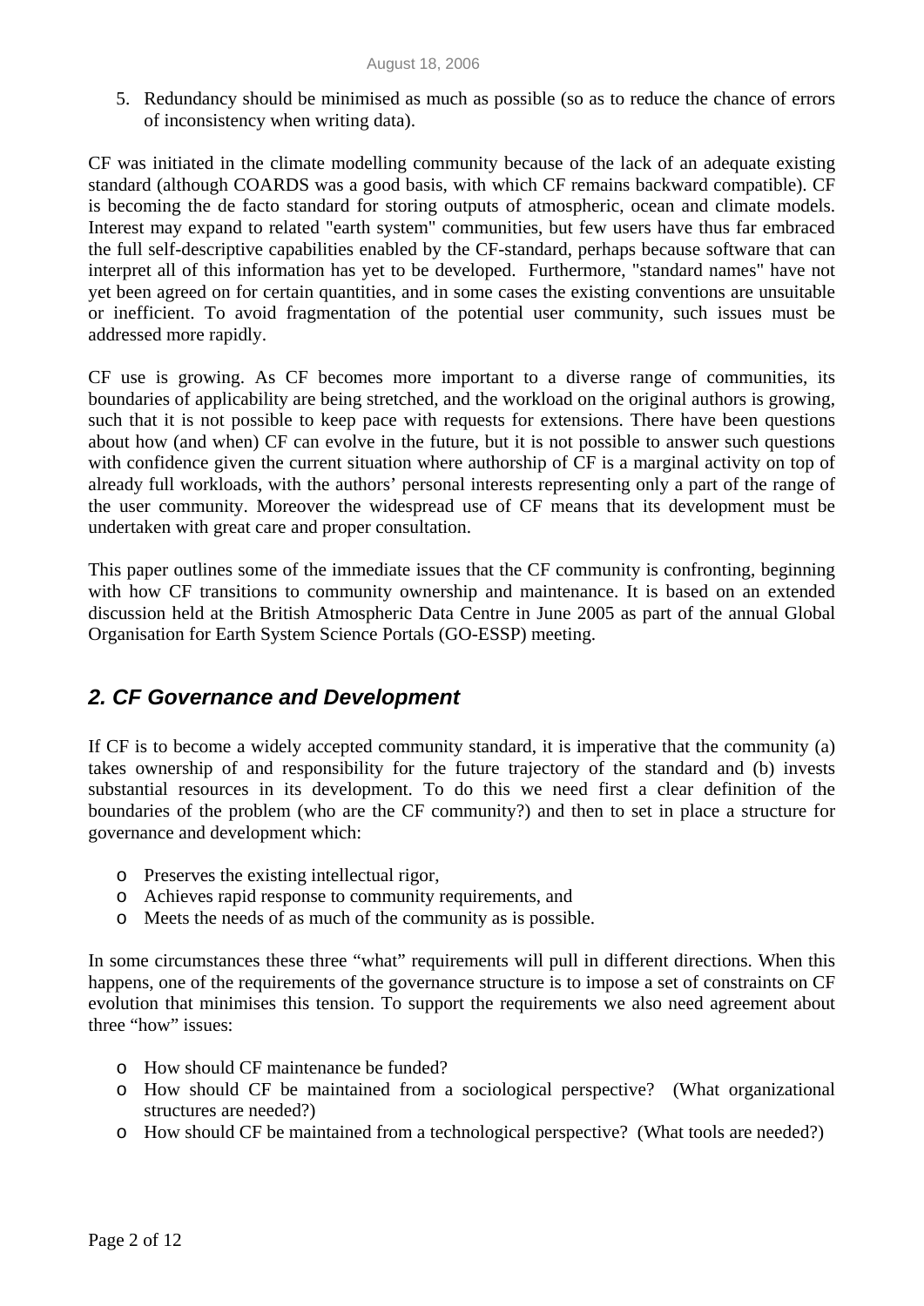5. Redundancy should be minimised as much as possible (so as to reduce the chance of errors of inconsistency when writing data).

CF was initiated in the climate modelling community because of the lack of an adequate existing standard (although COARDS was a good basis, with which CF remains backward compatible). CF is becoming the de facto standard for storing outputs of atmospheric, ocean and climate models. Interest may expand to related "earth system" communities, but few users have thus far embraced the full self-descriptive capabilities enabled by the CF-standard, perhaps because software that can interpret all of this information has yet to be developed. Furthermore, "standard names" have not yet been agreed on for certain quantities, and in some cases the existing conventions are unsuitable or inefficient. To avoid fragmentation of the potential user community, such issues must be addressed more rapidly.

CF use is growing. As CF becomes more important to a diverse range of communities, its boundaries of applicability are being stretched, and the workload on the original authors is growing, such that it is not possible to keep pace with requests for extensions. There have been questions about how (and when) CF can evolve in the future, but it is not possible to answer such questions with confidence given the current situation where authorship of CF is a marginal activity on top of already full workloads, with the authors' personal interests representing only a part of the range of the user community. Moreover the widespread use of CF means that its development must be undertaken with great care and proper consultation.

This paper outlines some of the immediate issues that the CF community is confronting, beginning with how CF transitions to community ownership and maintenance. It is based on an extended discussion held at the British Atmospheric Data Centre in June 2005 as part of the annual Global Organisation for Earth System Science Portals (GO-ESSP) meeting.

## *2. CF Governance and Development*

If CF is to become a widely accepted community standard, it is imperative that the community (a) takes ownership of and responsibility for the future trajectory of the standard and (b) invests substantial resources in its development. To do this we need first a clear definition of the boundaries of the problem (who are the CF community?) and then to set in place a structure for governance and development which:

- Preserves the existing intellectual rigor,
- Achieves rapid response to community requirements, and
- Meets the needs of as much of the community as is possible.

In some circumstances these three "what" requirements will pull in different directions. When this happens, one of the requirements of the governance structure is to impose a set of constraints on CF evolution that minimises this tension. To support the requirements we also need agreement about three "how" issues:

- How should CF maintenance be funded?
- How should CF be maintained from a sociological perspective? (What organizational structures are needed?)
- How should CF be maintained from a technological perspective? (What tools are needed?)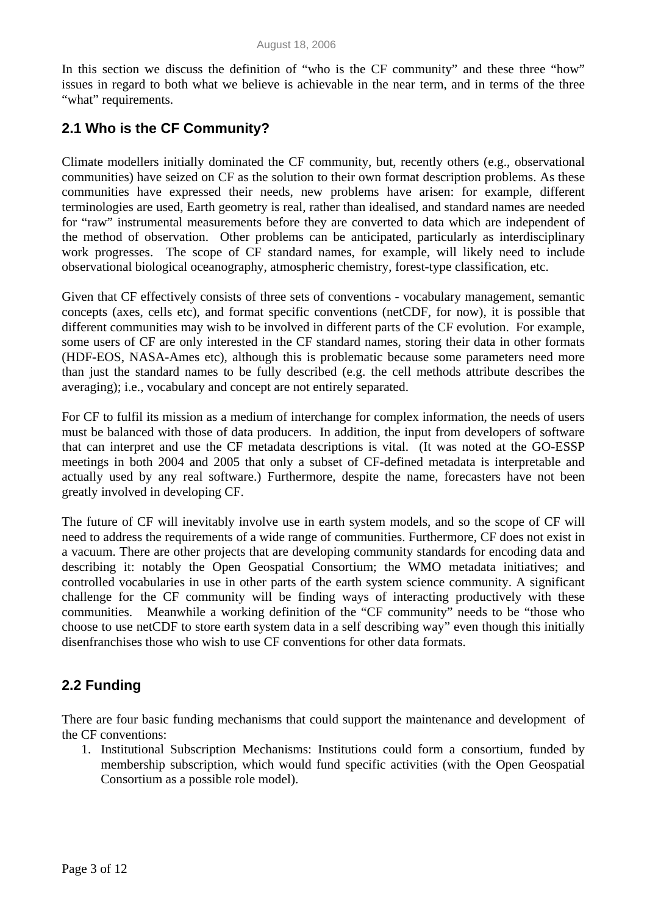In this section we discuss the definition of "who is the CF community" and these three "how" issues in regard to both what we believe is achievable in the near term, and in terms of the three "what" requirements.

## 2.1 Who is the CF Community?

Climate modellers initially dominated the CF community, but, recently others (e.g., observational communities) have seized on CF as the solution to their own format description problems. As these communities have expressed their needs, new problems have arisen: for example, different terminologies are used, Earth geometry is real, rather than idealised, and standard names are needed for "raw" instrumental measurements before they are converted to data which are independent of the method of observation. Other problems can be anticipated, particularly as interdisciplinary work progresses. The scope of CF standard names, for example, will likely need to include observational biological oceanography, atmospheric chemistry, forest-type classification, etc.

Given that CF effectively consists of three sets of conventions - vocabulary management, semantic concepts (axes, cells etc), and format specific conventions (netCDF, for now), it is possible that different communities may wish to be involved in different parts of the CF evolution. For example, some users of CF are only interested in the CF standard names, storing their data in other formats (HDF-EOS, NASA-Ames etc), although this is problematic because some parameters need more than just the standard names to be fully described (e.g. the cell methods attribute describes the averaging); i.e., vocabulary and concept are not entirely separated.

For CF to fulfil its mission as a medium of interchange for complex information, the needs of users must be balanced with those of data producers. In addition, the input from developers of software that can interpret and use the CF metadata descriptions is vital. (It was noted at the GO-ESSP meetings in both 2004 and 2005 that only a subset of CF-defined metadata is interpretable and actually used by any real software.) Furthermore, despite the name, forecasters have not been greatly involved in developing CF.

The future of CF will inevitably involve use in earth system models, and so the scope of CF will need to address the requirements of a wide range of communities. Furthermore, CF does not exist in a vacuum. There are other projects that are developing community standards for encoding data and describing it: notably the Open Geospatial Consortium; the WMO metadata initiatives; and controlled vocabularies in use in other parts of the earth system science community. A significant challenge for the CF community will be finding ways of interacting productively with these communities. Meanwhile a working definition of the "CF community" needs to be "those who choose to use netCDF to store earth system data in a self describing way" even though this initially disenfranchises those who wish to use CF conventions for other data formats.

## 2.2 Funding

There are four basic funding mechanisms that could support the maintenance and development of the CF conventions:

1. Institutional Subscription Mechanisms: Institutions could form a consortium, funded by membership subscription, which would fund specific activities (with the Open Geospatial Consortium as a possible role model).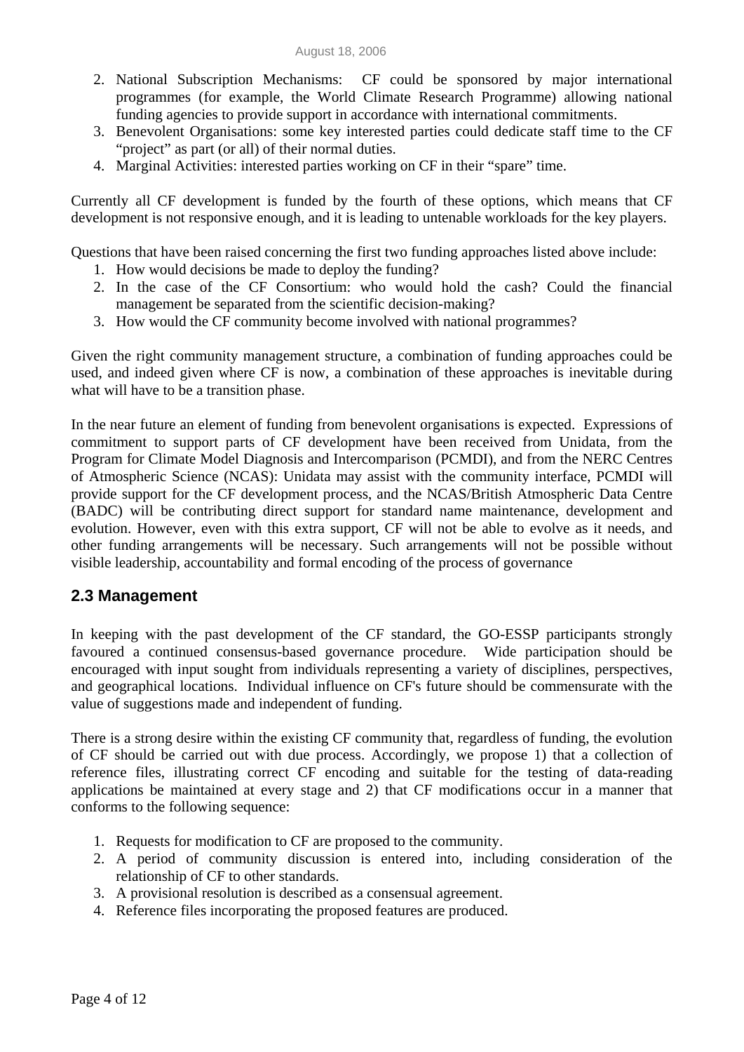2. National Subscription Mechanisms: CF could be sponsored by major international programmes (for example, the World Climate Research Programme) allowing national funding agencies to provide support in accordance with international commitments.
3. Benevolent Organisations: some key interested parties could dedicate staff time to the CF "project" as part (or all) of their normal duties.
4. Marginal Activities: interested parties working on CF in their "spare" time.

Currently all CF development is funded by the fourth of these options, which means that CF development is not responsive enough, and it is leading to untenable workloads for the key players.

Questions that have been raised concerning the first two funding approaches listed above include:

1. How would decisions be made to deploy the funding?
2. In the case of the CF Consortium: who would hold the cash? Could the financial management be separated from the scientific decision-making?
3. How would the CF community become involved with national programmes?

Given the right community management structure, a combination of funding approaches could be used, and indeed given where CF is now, a combination of these approaches is inevitable during what will have to be a transition phase.

In the near future an element of funding from benevolent organisations is expected. Expressions of commitment to support parts of CF development have been received from Unidata, from the Program for Climate Model Diagnosis and Intercomparison (PCMDI), and from the NERC Centres of Atmospheric Science (NCAS): Unidata may assist with the community interface, PCMDI will provide support for the CF development process, and the NCAS/British Atmospheric Data Centre (BADC) will be contributing direct support for standard name maintenance, development and evolution. However, even with this extra support, CF will not be able to evolve as it needs, and other funding arrangements will be necessary. Such arrangements will not be possible without visible leadership, accountability and formal encoding of the process of governance

## 2.3 Management

In keeping with the past development of the CF standard, the GO-ESSP participants strongly favoured a continued consensus-based governance procedure. Wide participation should be encouraged with input sought from individuals representing a variety of disciplines, perspectives, and geographical locations. Individual influence on CF's future should be commensurate with the value of suggestions made and independent of funding.

There is a strong desire within the existing CF community that, regardless of funding, the evolution of CF should be carried out with due process. Accordingly, we propose 1) that a collection of reference files, illustrating correct CF encoding and suitable for the testing of data-reading applications be maintained at every stage and 2) that CF modifications occur in a manner that conforms to the following sequence:

1. Requests for modification to CF are proposed to the community.
2. A period of community discussion is entered into, including consideration of the relationship of CF to other standards.
3. A provisional resolution is described as a consensual agreement.
4. Reference files incorporating the proposed features are produced.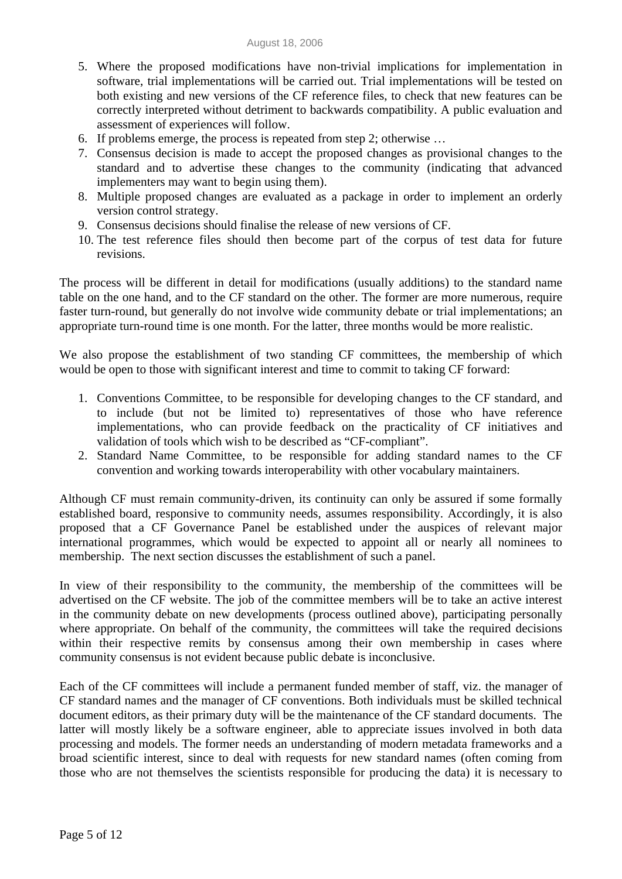5. Where the proposed modifications have non-trivial implications for implementation in software, trial implementations will be carried out. Trial implementations will be tested on both existing and new versions of the CF reference files, to check that new features can be correctly interpreted without detriment to backwards compatibility. A public evaluation and assessment of experiences will follow.
6. If problems emerge, the process is repeated from step 2; otherwise …
7. Consensus decision is made to accept the proposed changes as provisional changes to the standard and to advertise these changes to the community (indicating that advanced implementers may want to begin using them).
8. Multiple proposed changes are evaluated as a package in order to implement an orderly version control strategy.
9. Consensus decisions should finalise the release of new versions of CF.
10. The test reference files should then become part of the corpus of test data for future revisions.

The process will be different in detail for modifications (usually additions) to the standard name table on the one hand, and to the CF standard on the other. The former are more numerous, require faster turn-round, but generally do not involve wide community debate or trial implementations; an appropriate turn-round time is one month. For the latter, three months would be more realistic.

We also propose the establishment of two standing CF committees, the membership of which would be open to those with significant interest and time to commit to taking CF forward:

1. Conventions Committee, to be responsible for developing changes to the CF standard, and to include (but not be limited to) representatives of those who have reference implementations, who can provide feedback on the practicality of CF initiatives and validation of tools which wish to be described as "CF-compliant".
2. Standard Name Committee, to be responsible for adding standard names to the CF convention and working towards interoperability with other vocabulary maintainers.

Although CF must remain community-driven, its continuity can only be assured if some formally established board, responsive to community needs, assumes responsibility. Accordingly, it is also proposed that a CF Governance Panel be established under the auspices of relevant major international programmes, which would be expected to appoint all or nearly all nominees to membership. The next section discusses the establishment of such a panel.

In view of their responsibility to the community, the membership of the committees will be advertised on the CF website. The job of the committee members will be to take an active interest in the community debate on new developments (process outlined above), participating personally where appropriate. On behalf of the community, the committees will take the required decisions within their respective remits by consensus among their own membership in cases where community consensus is not evident because public debate is inconclusive.

Each of the CF committees will include a permanent funded member of staff, viz. the manager of CF standard names and the manager of CF conventions. Both individuals must be skilled technical document editors, as their primary duty will be the maintenance of the CF standard documents. The latter will mostly likely be a software engineer, able to appreciate issues involved in both data processing and models. The former needs an understanding of modern metadata frameworks and a broad scientific interest, since to deal with requests for new standard names (often coming from those who are not themselves the scientists responsible for producing the data) it is necessary to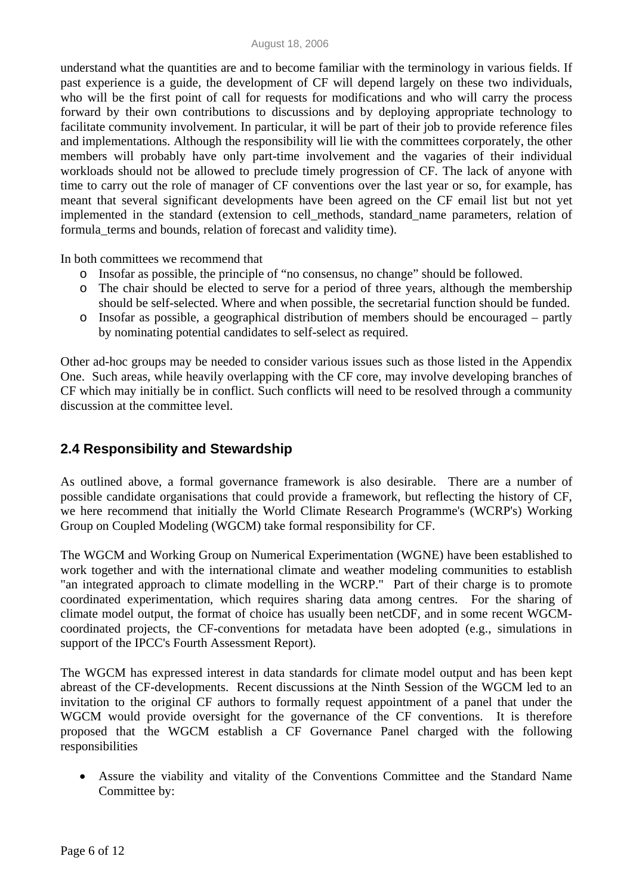understand what the quantities are and to become familiar with the terminology in various fields. If past experience is a guide, the development of CF will depend largely on these two individuals, who will be the first point of call for requests for modifications and who will carry the process forward by their own contributions to discussions and by deploying appropriate technology to facilitate community involvement. In particular, it will be part of their job to provide reference files and implementations. Although the responsibility will lie with the committees corporately, the other members will probably have only part-time involvement and the vagaries of their individual workloads should not be allowed to preclude timely progression of CF. The lack of anyone with time to carry out the role of manager of CF conventions over the last year or so, for example, has meant that several significant developments have been agreed on the CF email list but not yet implemented in the standard (extension to cell_methods, standard_name parameters, relation of formula_terms and bounds, relation of forecast and validity time).

In both committees we recommend that

- Insofar as possible, the principle of "no consensus, no change" should be followed.
- The chair should be elected to serve for a period of three years, although the membership should be self-selected. Where and when possible, the secretarial function should be funded.
- Insofar as possible, a geographical distribution of members should be encouraged – partly by nominating potential candidates to self-select as required.

Other ad-hoc groups may be needed to consider various issues such as those listed in the Appendix One. Such areas, while heavily overlapping with the CF core, may involve developing branches of CF which may initially be in conflict. Such conflicts will need to be resolved through a community discussion at the committee level.

## 2.4 Responsibility and Stewardship

As outlined above, a formal governance framework is also desirable. There are a number of possible candidate organisations that could provide a framework, but reflecting the history of CF, we here recommend that initially the World Climate Research Programme's (WCRP's) Working Group on Coupled Modeling (WGCM) take formal responsibility for CF.

The WGCM and Working Group on Numerical Experimentation (WGNE) have been established to work together and with the international climate and weather modeling communities to establish "an integrated approach to climate modelling in the WCRP." Part of their charge is to promote coordinated experimentation, which requires sharing data among centres. For the sharing of climate model output, the format of choice has usually been netCDF, and in some recent WGCM-coordinated projects, the CF-conventions for metadata have been adopted (e.g., simulations in support of the IPCC's Fourth Assessment Report).

The WGCM has expressed interest in data standards for climate model output and has been kept abreast of the CF-developments. Recent discussions at the Ninth Session of the WGCM led to an invitation to the original CF authors to formally request appointment of a panel that under the WGCM would provide oversight for the governance of the CF conventions. It is therefore proposed that the WGCM establish a CF Governance Panel charged with the following responsibilities

- Assure the viability and vitality of the Conventions Committee and the Standard Name Committee by: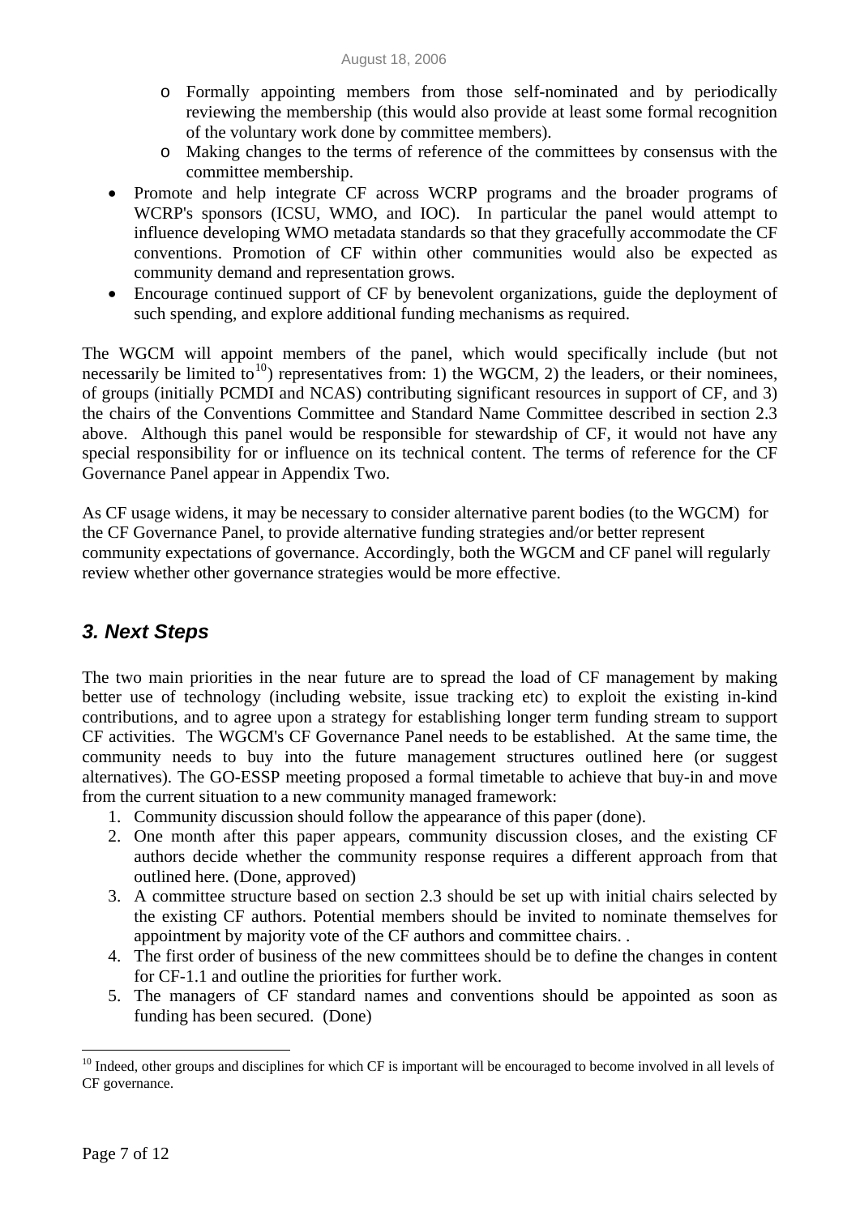- Formally appointing members from those self-nominated and by periodically reviewing the membership (this would also provide at least some formal recognition of the voluntary work done by committee members).
  - Making changes to the terms of reference of the committees by consensus with the committee membership.
- Promote and help integrate CF across WCRP programs and the broader programs of WCRP's sponsors (ICSU, WMO, and IOC). In particular the panel would attempt to influence developing WMO metadata standards so that they gracefully accommodate the CF conventions. Promotion of CF within other communities would also be expected as community demand and representation grows.
- Encourage continued support of CF by benevolent organizations, guide the deployment of such spending, and explore additional funding mechanisms as required.

The WGCM will appoint members of the panel, which would specifically include (but not necessarily be limited to[10]) representatives from: 1) the WGCM, 2) the leaders, or their nominees, of groups (initially PCMDI and NCAS) contributing significant resources in support of CF, and 3) the chairs of the Conventions Committee and Standard Name Committee described in section 2.3 above. Although this panel would be responsible for stewardship of CF, it would not have any special responsibility for or influence on its technical content. The terms of reference for the CF Governance Panel appear in Appendix Two.

As CF usage widens, it may be necessary to consider alternative parent bodies (to the WGCM) for the CF Governance Panel, to provide alternative funding strategies and/or better represent community expectations of governance. Accordingly, both the WGCM and CF panel will regularly review whether other governance strategies would be more effective.

## *3. Next Steps*

The two main priorities in the near future are to spread the load of CF management by making better use of technology (including website, issue tracking etc) to exploit the existing in-kind contributions, and to agree upon a strategy for establishing longer term funding stream to support CF activities. The WGCM's CF Governance Panel needs to be established. At the same time, the community needs to buy into the future management structures outlined here (or suggest alternatives). The GO-ESSP meeting proposed a formal timetable to achieve that buy-in and move from the current situation to a new community managed framework:

1. Community discussion should follow the appearance of this paper (done).
2. One month after this paper appears, community discussion closes, and the existing CF authors decide whether the community response requires a different approach from that outlined here. (Done, approved)
3. A committee structure based on section 2.3 should be set up with initial chairs selected by the existing CF authors. Potential members should be invited to nominate themselves for appointment by majority vote of the CF authors and committee chairs. .
4. The first order of business of the new committees should be to define the changes in content for CF-1.1 and outline the priorities for further work.
5. The managers of CF standard names and conventions should be appointed as soon as funding has been secured. (Done)

[10] Indeed, other groups and disciplines for which CF is important will be encouraged to become involved in all levels of CF governance.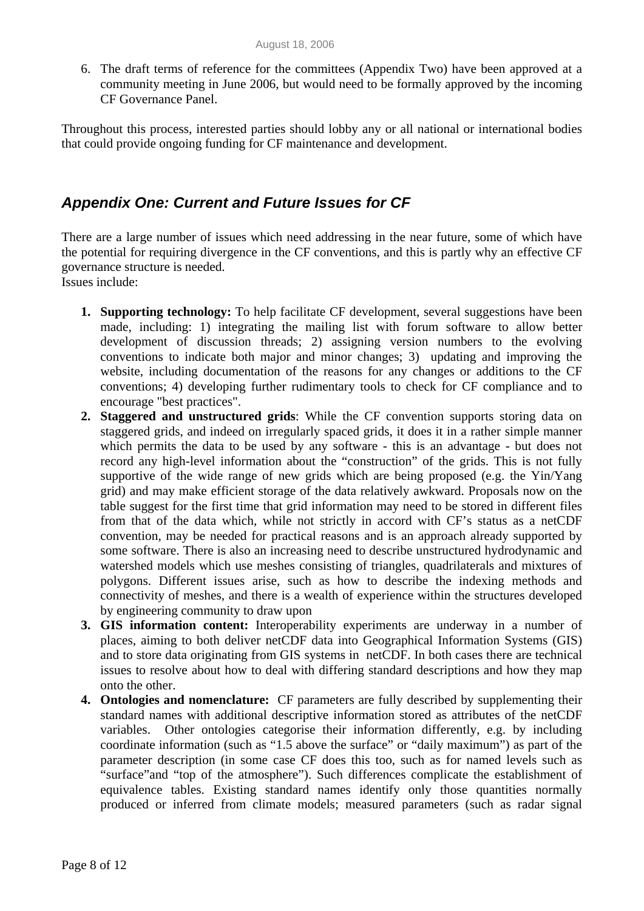6. The draft terms of reference for the committees (Appendix Two) have been approved at a community meeting in June 2006, but would need to be formally approved by the incoming CF Governance Panel.

Throughout this process, interested parties should lobby any or all national or international bodies that could provide ongoing funding for CF maintenance and development.

## *Appendix One: Current and Future Issues for CF*

There are a large number of issues which need addressing in the near future, some of which have the potential for requiring divergence in the CF conventions, and this is partly why an effective CF governance structure is needed.
Issues include:

1. **Supporting technology:** To help facilitate CF development, several suggestions have been made, including: 1) integrating the mailing list with forum software to allow better development of discussion threads; 2) assigning version numbers to the evolving conventions to indicate both major and minor changes; 3) updating and improving the website, including documentation of the reasons for any changes or additions to the CF conventions; 4) developing further rudimentary tools to check for CF compliance and to encourage "best practices".
2. **Staggered and unstructured grids**: While the CF convention supports storing data on staggered grids, and indeed on irregularly spaced grids, it does it in a rather simple manner which permits the data to be used by any software - this is an advantage - but does not record any high-level information about the "construction" of the grids. This is not fully supportive of the wide range of new grids which are being proposed (e.g. the Yin/Yang grid) and may make efficient storage of the data relatively awkward. Proposals now on the table suggest for the first time that grid information may need to be stored in different files from that of the data which, while not strictly in accord with CF's status as a netCDF convention, may be needed for practical reasons and is an approach already supported by some software. There is also an increasing need to describe unstructured hydrodynamic and watershed models which use meshes consisting of triangles, quadrilaterals and mixtures of polygons. Different issues arise, such as how to describe the indexing methods and connectivity of meshes, and there is a wealth of experience within the structures developed by engineering community to draw upon
3. **GIS information content:** Interoperability experiments are underway in a number of places, aiming to both deliver netCDF data into Geographical Information Systems (GIS) and to store data originating from GIS systems in netCDF. In both cases there are technical issues to resolve about how to deal with differing standard descriptions and how they map onto the other.
4. **Ontologies and nomenclature:** CF parameters are fully described by supplementing their standard names with additional descriptive information stored as attributes of the netCDF variables. Other ontologies categorise their information differently, e.g. by including coordinate information (such as "1.5 above the surface" or "daily maximum") as part of the parameter description (in some case CF does this too, such as for named levels such as "surface"and "top of the atmosphere"). Such differences complicate the establishment of equivalence tables. Existing standard names identify only those quantities normally produced or inferred from climate models; measured parameters (such as radar signal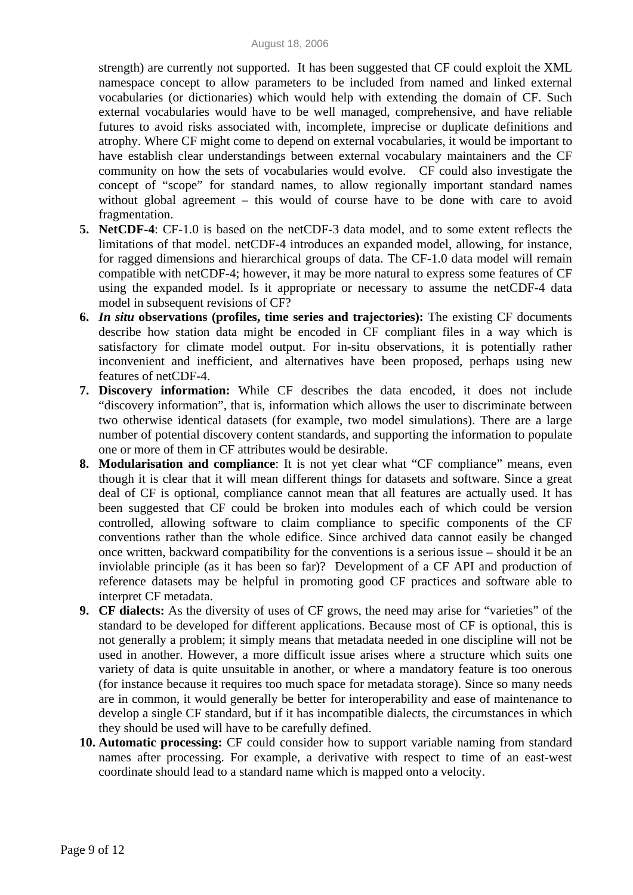strength) are currently not supported. It has been suggested that CF could exploit the XML namespace concept to allow parameters to be included from named and linked external vocabularies (or dictionaries) which would help with extending the domain of CF. Such external vocabularies would have to be well managed, comprehensive, and have reliable futures to avoid risks associated with, incomplete, imprecise or duplicate definitions and atrophy. Where CF might come to depend on external vocabularies, it would be important to have establish clear understandings between external vocabulary maintainers and the CF community on how the sets of vocabularies would evolve. CF could also investigate the concept of "scope" for standard names, to allow regionally important standard names without global agreement – this would of course have to be done with care to avoid fragmentation.

5. **NetCDF-4**: CF-1.0 is based on the netCDF-3 data model, and to some extent reflects the limitations of that model. netCDF-4 introduces an expanded model, allowing, for instance, for ragged dimensions and hierarchical groups of data. The CF-1.0 data model will remain compatible with netCDF-4; however, it may be more natural to express some features of CF using the expanded model. Is it appropriate or necessary to assume the netCDF-4 data model in subsequent revisions of CF?
6. ***In situ* observations (profiles, time series and trajectories):** The existing CF documents describe how station data might be encoded in CF compliant files in a way which is satisfactory for climate model output. For in-situ observations, it is potentially rather inconvenient and inefficient, and alternatives have been proposed, perhaps using new features of netCDF-4.
7. **Discovery information:** While CF describes the data encoded, it does not include "discovery information", that is, information which allows the user to discriminate between two otherwise identical datasets (for example, two model simulations). There are a large number of potential discovery content standards, and supporting the information to populate one or more of them in CF attributes would be desirable.
8. **Modularisation and compliance**: It is not yet clear what "CF compliance" means, even though it is clear that it will mean different things for datasets and software. Since a great deal of CF is optional, compliance cannot mean that all features are actually used. It has been suggested that CF could be broken into modules each of which could be version controlled, allowing software to claim compliance to specific components of the CF conventions rather than the whole edifice. Since archived data cannot easily be changed once written, backward compatibility for the conventions is a serious issue – should it be an inviolable principle (as it has been so far)? Development of a CF API and production of reference datasets may be helpful in promoting good CF practices and software able to interpret CF metadata.
9. **CF dialects:** As the diversity of uses of CF grows, the need may arise for "varieties" of the standard to be developed for different applications. Because most of CF is optional, this is not generally a problem; it simply means that metadata needed in one discipline will not be used in another. However, a more difficult issue arises where a structure which suits one variety of data is quite unsuitable in another, or where a mandatory feature is too onerous (for instance because it requires too much space for metadata storage). Since so many needs are in common, it would generally be better for interoperability and ease of maintenance to develop a single CF standard, but if it has incompatible dialects, the circumstances in which they should be used will have to be carefully defined.
10. **Automatic processing:** CF could consider how to support variable naming from standard names after processing. For example, a derivative with respect to time of an east-west coordinate should lead to a standard name which is mapped onto a velocity.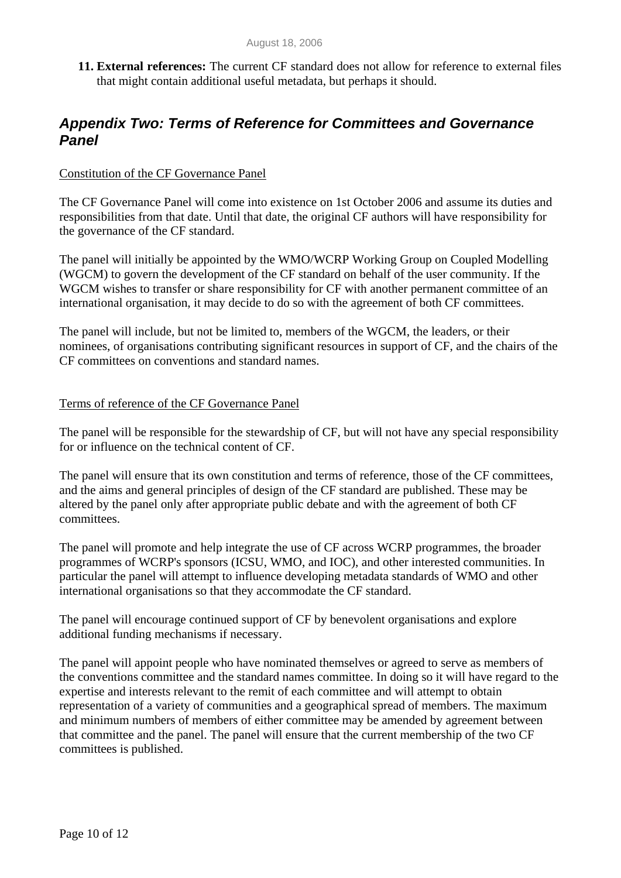11. **External references:** The current CF standard does not allow for reference to external files that might contain additional useful metadata, but perhaps it should.

## *Appendix Two: Terms of Reference for Committees and Governance Panel*

Constitution of the CF Governance Panel

The CF Governance Panel will come into existence on 1st October 2006 and assume its duties and responsibilities from that date. Until that date, the original CF authors will have responsibility for the governance of the CF standard.

The panel will initially be appointed by the WMO/WCRP Working Group on Coupled Modelling (WGCM) to govern the development of the CF standard on behalf of the user community. If the WGCM wishes to transfer or share responsibility for CF with another permanent committee of an international organisation, it may decide to do so with the agreement of both CF committees.

The panel will include, but not be limited to, members of the WGCM, the leaders, or their nominees, of organisations contributing significant resources in support of CF, and the chairs of the CF committees on conventions and standard names.

Terms of reference of the CF Governance Panel

The panel will be responsible for the stewardship of CF, but will not have any special responsibility for or influence on the technical content of CF.

The panel will ensure that its own constitution and terms of reference, those of the CF committees, and the aims and general principles of design of the CF standard are published. These may be altered by the panel only after appropriate public debate and with the agreement of both CF committees.

The panel will promote and help integrate the use of CF across WCRP programmes, the broader programmes of WCRP's sponsors (ICSU, WMO, and IOC), and other interested communities. In particular the panel will attempt to influence developing metadata standards of WMO and other international organisations so that they accommodate the CF standard.

The panel will encourage continued support of CF by benevolent organisations and explore additional funding mechanisms if necessary.

The panel will appoint people who have nominated themselves or agreed to serve as members of the conventions committee and the standard names committee. In doing so it will have regard to the expertise and interests relevant to the remit of each committee and will attempt to obtain representation of a variety of communities and a geographical spread of members. The maximum and minimum numbers of members of either committee may be amended by agreement between that committee and the panel. The panel will ensure that the current membership of the two CF committees is published.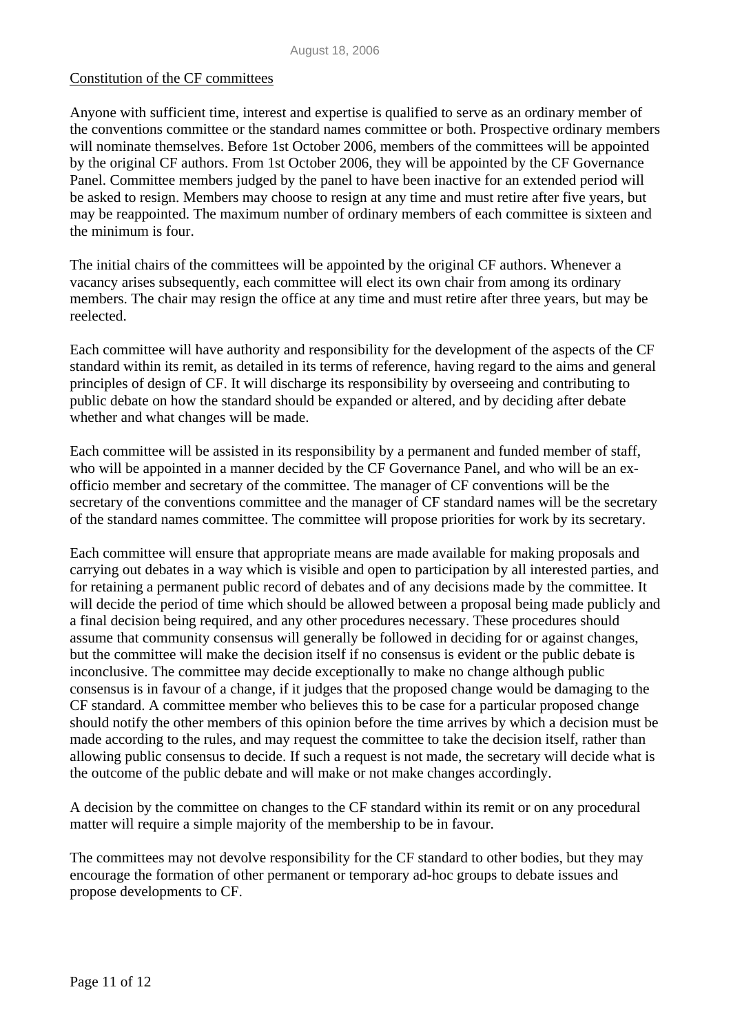Constitution of the CF committees

Anyone with sufficient time, interest and expertise is qualified to serve as an ordinary member of the conventions committee or the standard names committee or both. Prospective ordinary members will nominate themselves. Before 1st October 2006, members of the committees will be appointed by the original CF authors. From 1st October 2006, they will be appointed by the CF Governance Panel. Committee members judged by the panel to have been inactive for an extended period will be asked to resign. Members may choose to resign at any time and must retire after five years, but may be reappointed. The maximum number of ordinary members of each committee is sixteen and the minimum is four.

The initial chairs of the committees will be appointed by the original CF authors. Whenever a vacancy arises subsequently, each committee will elect its own chair from among its ordinary members. The chair may resign the office at any time and must retire after three years, but may be reelected.

Each committee will have authority and responsibility for the development of the aspects of the CF standard within its remit, as detailed in its terms of reference, having regard to the aims and general principles of design of CF. It will discharge its responsibility by overseeing and contributing to public debate on how the standard should be expanded or altered, and by deciding after debate whether and what changes will be made.

Each committee will be assisted in its responsibility by a permanent and funded member of staff, who will be appointed in a manner decided by the CF Governance Panel, and who will be an ex-officio member and secretary of the committee. The manager of CF conventions will be the secretary of the conventions committee and the manager of CF standard names will be the secretary of the standard names committee. The committee will propose priorities for work by its secretary.

Each committee will ensure that appropriate means are made available for making proposals and carrying out debates in a way which is visible and open to participation by all interested parties, and for retaining a permanent public record of debates and of any decisions made by the committee. It will decide the period of time which should be allowed between a proposal being made publicly and a final decision being required, and any other procedures necessary. These procedures should assume that community consensus will generally be followed in deciding for or against changes, but the committee will make the decision itself if no consensus is evident or the public debate is inconclusive. The committee may decide exceptionally to make no change although public consensus is in favour of a change, if it judges that the proposed change would be damaging to the CF standard. A committee member who believes this to be case for a particular proposed change should notify the other members of this opinion before the time arrives by which a decision must be made according to the rules, and may request the committee to take the decision itself, rather than allowing public consensus to decide. If such a request is not made, the secretary will decide what is the outcome of the public debate and will make or not make changes accordingly.

A decision by the committee on changes to the CF standard within its remit or on any procedural matter will require a simple majority of the membership to be in favour.

The committees may not devolve responsibility for the CF standard to other bodies, but they may encourage the formation of other permanent or temporary ad-hoc groups to debate issues and propose developments to CF.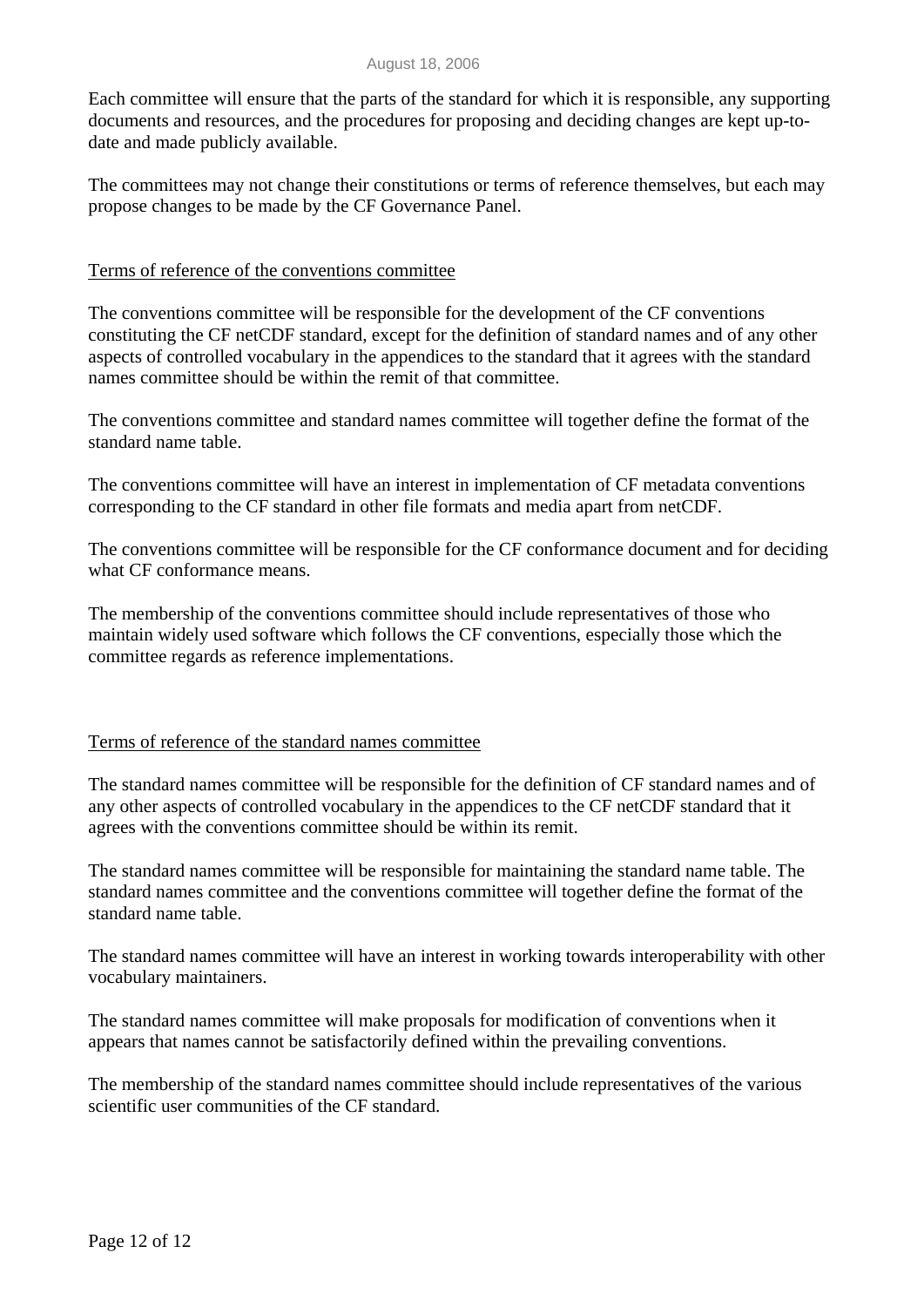Each committee will ensure that the parts of the standard for which it is responsible, any supporting documents and resources, and the procedures for proposing and deciding changes are kept up-to-date and made publicly available.

The committees may not change their constitutions or terms of reference themselves, but each may propose changes to be made by the CF Governance Panel.

## Terms of reference of the conventions committee

The conventions committee will be responsible for the development of the CF conventions constituting the CF netCDF standard, except for the definition of standard names and of any other aspects of controlled vocabulary in the appendices to the standard that it agrees with the standard names committee should be within the remit of that committee.

The conventions committee and standard names committee will together define the format of the standard name table.

The conventions committee will have an interest in implementation of CF metadata conventions corresponding to the CF standard in other file formats and media apart from netCDF.

The conventions committee will be responsible for the CF conformance document and for deciding what CF conformance means.

The membership of the conventions committee should include representatives of those who maintain widely used software which follows the CF conventions, especially those which the committee regards as reference implementations.

## Terms of reference of the standard names committee

The standard names committee will be responsible for the definition of CF standard names and of any other aspects of controlled vocabulary in the appendices to the CF netCDF standard that it agrees with the conventions committee should be within its remit.

The standard names committee will be responsible for maintaining the standard name table. The standard names committee and the conventions committee will together define the format of the standard name table.

The standard names committee will have an interest in working towards interoperability with other vocabulary maintainers.

The standard names committee will make proposals for modification of conventions when it appears that names cannot be satisfactorily defined within the prevailing conventions.

The membership of the standard names committee should include representatives of the various scientific user communities of the CF standard.